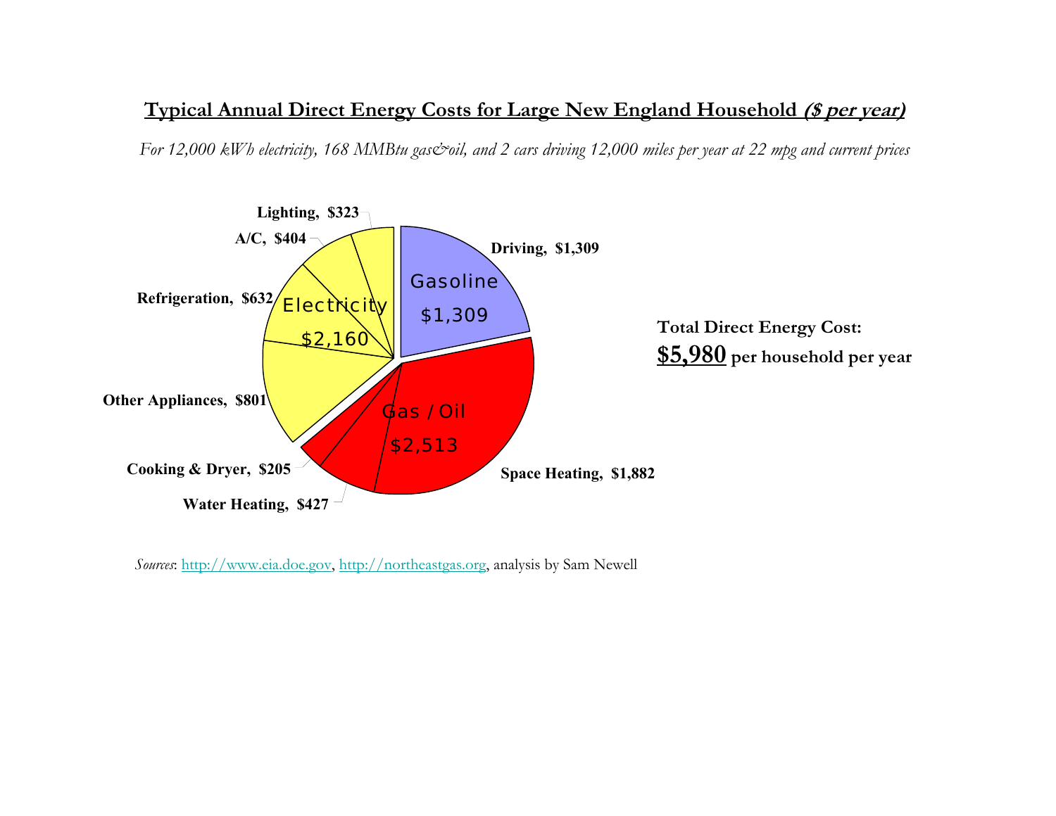# Typical Annual Direct Energy Costs for Large New England Household *($ per year)*

*For 12,000 kWh electricity, 168 MMBtu gas&oil, and 2 cars driving 12,000 miles per year at 22 mpg and current prices*

Lighting, $323

A/C, $404

Refrigeration, $632

Other Appliances, $801

Cooking & Dryer, $205

Water Heating, $427

Space Heating, $1,882

Driving, $1,309

Gasoline $1,309

Electricity $2,160

Gas / Oil $2,513

**Total Direct Energy Cost:**

**$5,980 per household per year**

*Sources*: http://www.eia.doe.gov, http://northeastgas.org, analysis by Sam Newell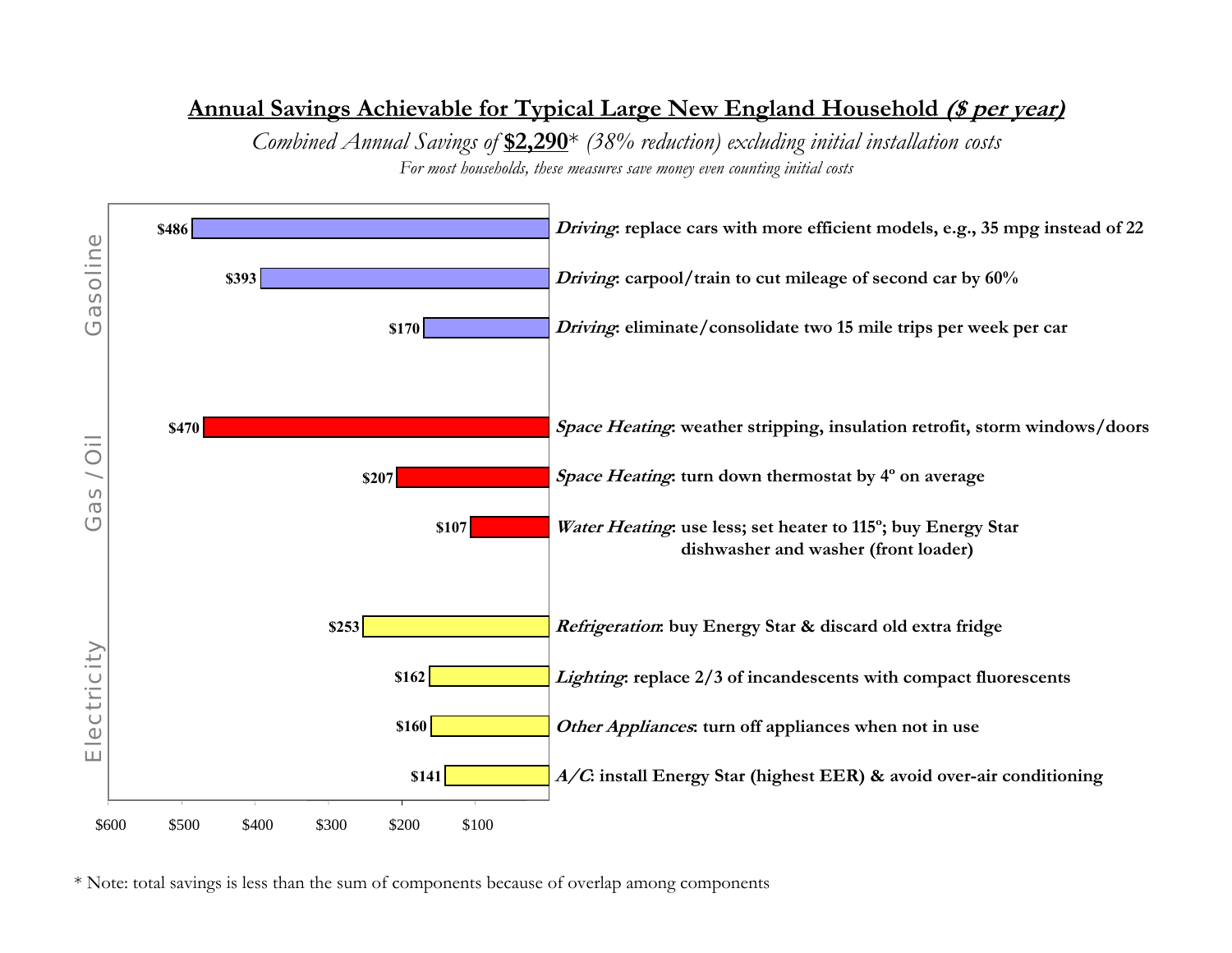## Annual Savings Achievable for Typical Large New England Household *($ per year)*

*Combined Annual Savings of* **$2,290***\* (38% reduction) excluding initial installation costs*

*For most households, these measures save money even counting initial costs*

Gasoline

$486 ***Driving*: replace cars with more efficient models, e.g., 35 mpg instead of 22**

$393 ***Driving*: carpool/train to cut mileage of second car by 60%**

$170 ***Driving*: eliminate/consolidate two 15 mile trips per week per car**

Gas / Oil

$470 ***Space Heating*: weather stripping, insulation retrofit, storm windows/doors**

$207 ***Space Heating*: turn down thermostat by 4º on average**

$107 ***Water Heating*: use less; set heater to 115º; buy Energy Star dishwasher and washer (front loader)**

Electricity

$253 ***Refrigeration*: buy Energy Star & discard old extra fridge**

$162 ***Lighting*: replace 2/3 of incandescents with compact fluorescents**

$160 ***Other Appliances*: turn off appliances when not in use**

$141 ***A/C*: install Energy Star (highest EER) & avoid over-air conditioning**

$600 $500 $400 $300 $200 $100

\* Note: total savings is less than the sum of components because of overlap among components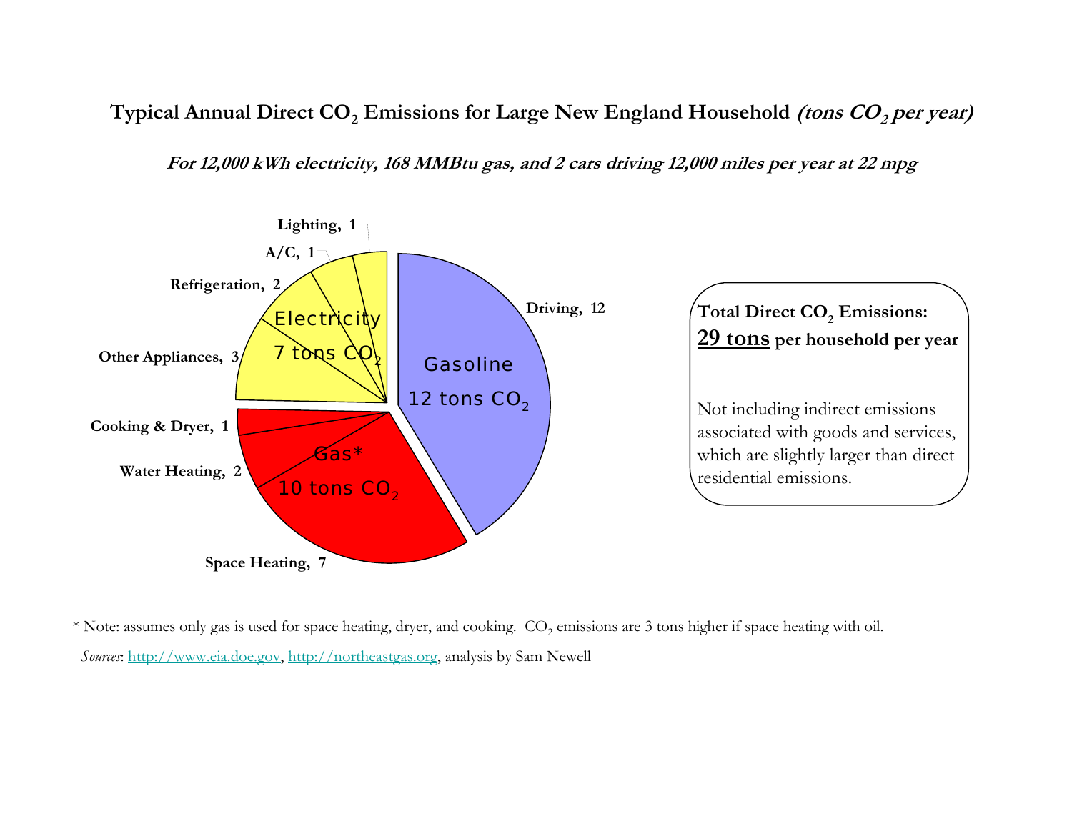## Typical Annual Direct $CO_2$ Emissions for Large New England Household *(tons $CO_2$ per year)*

***For 12,000 kWh electricity, 168 MMBtu gas, and 2 cars driving 12,000 miles per year at 22 mpg***

Lighting, 1
A/C, 1
Refrigeration, 2
Electricity
7 tons $CO_2$
Other Appliances, 3
Driving, 12
Gasoline
12 tons $CO_2$
Cooking & Dryer, 1
Water Heating, 2
Gas*
10 tons $CO_2$
Space Heating, 7

**Total Direct $CO_2$ Emissions:**
**<u>29 tons</u> per household per year**

Not including indirect emissions associated with goods and services, which are slightly larger than direct residential emissions.

* Note: assumes only gas is used for space heating, dryer, and cooking. $CO_2$ emissions are 3 tons higher if space heating with oil.

*Sources*: http://www.eia.doe.gov, http://northeastgas.org, analysis by Sam Newell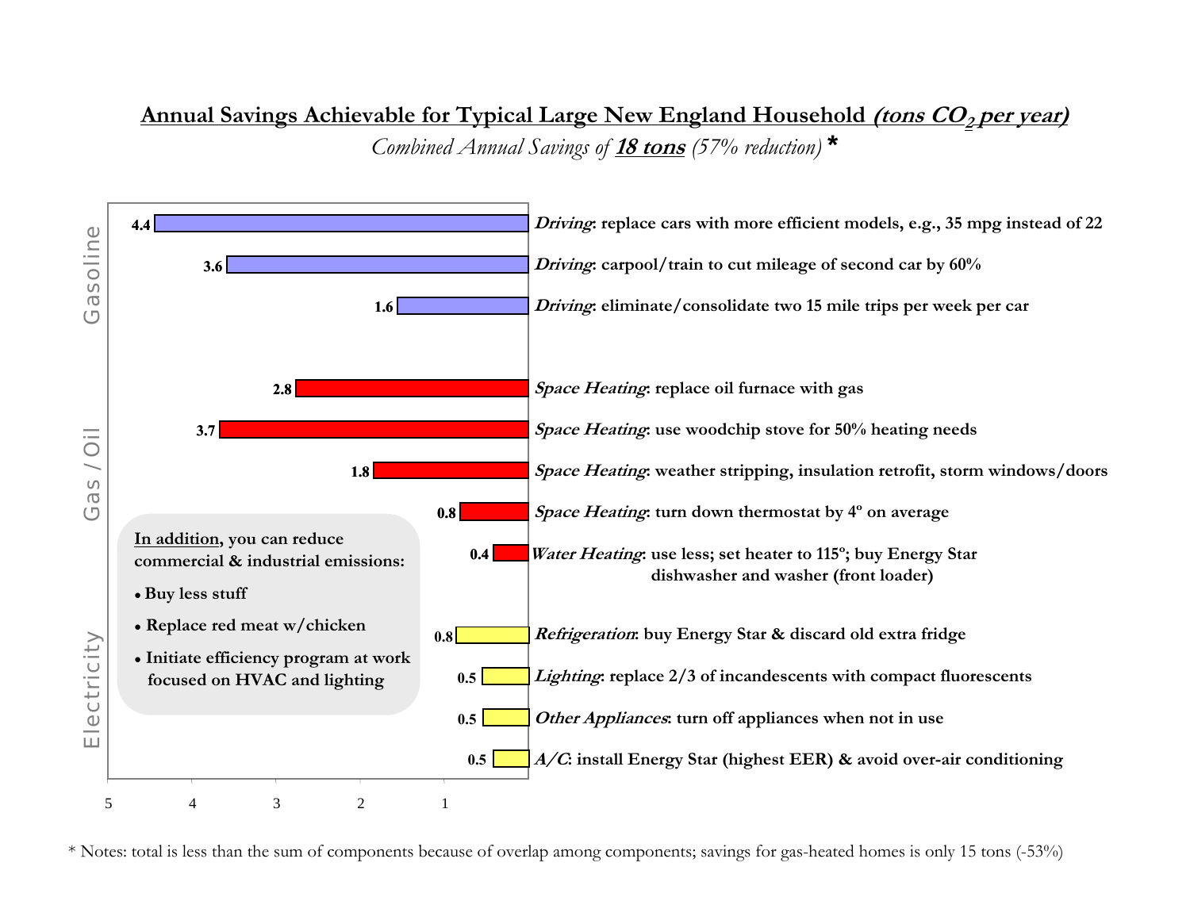## Annual Savings Achievable for Typical Large New England Household *(tons $CO_2$ per year)*

*Combined Annual Savings of **18 tons** (57% reduction)* *

Gasoline

4.4 ***Driving***: replace cars with more efficient models, e.g., 35 mpg instead of 22

3.6 ***Driving***: carpool/train to cut mileage of second car by 60%

1.6 ***Driving***: eliminate/consolidate two 15 mile trips per week per car

Gas / Oil

2.8 ***Space Heating***: replace oil furnace with gas

3.7 ***Space Heating***: use woodchip stove for 50% heating needs

1.8 ***Space Heating***: weather stripping, insulation retrofit, storm windows/doors

0.8 ***Space Heating***: turn down thermostat by 4º on average

0.4 ***Water Heating***: use less; set heater to 115º; buy Energy Star dishwasher and washer (front loader)

Electricity

0.8 ***Refrigeration***: buy Energy Star & discard old extra fridge

0.5 ***Lighting***: replace 2/3 of incandescents with compact fluorescents

0.5 ***Other Appliances***: turn off appliances when not in use

0.5 ***A/C***: install Energy Star (highest EER) & avoid over-air conditioning

5 4 3 2 1

**In addition, you can reduce commercial & industrial emissions:**

- **Buy less stuff**
- **Replace red meat w/chicken**
- **Initiate efficiency program at work focused on HVAC and lighting**

\* Notes: total is less than the sum of components because of overlap among components; savings for gas-heated homes is only 15 tons (-53%)